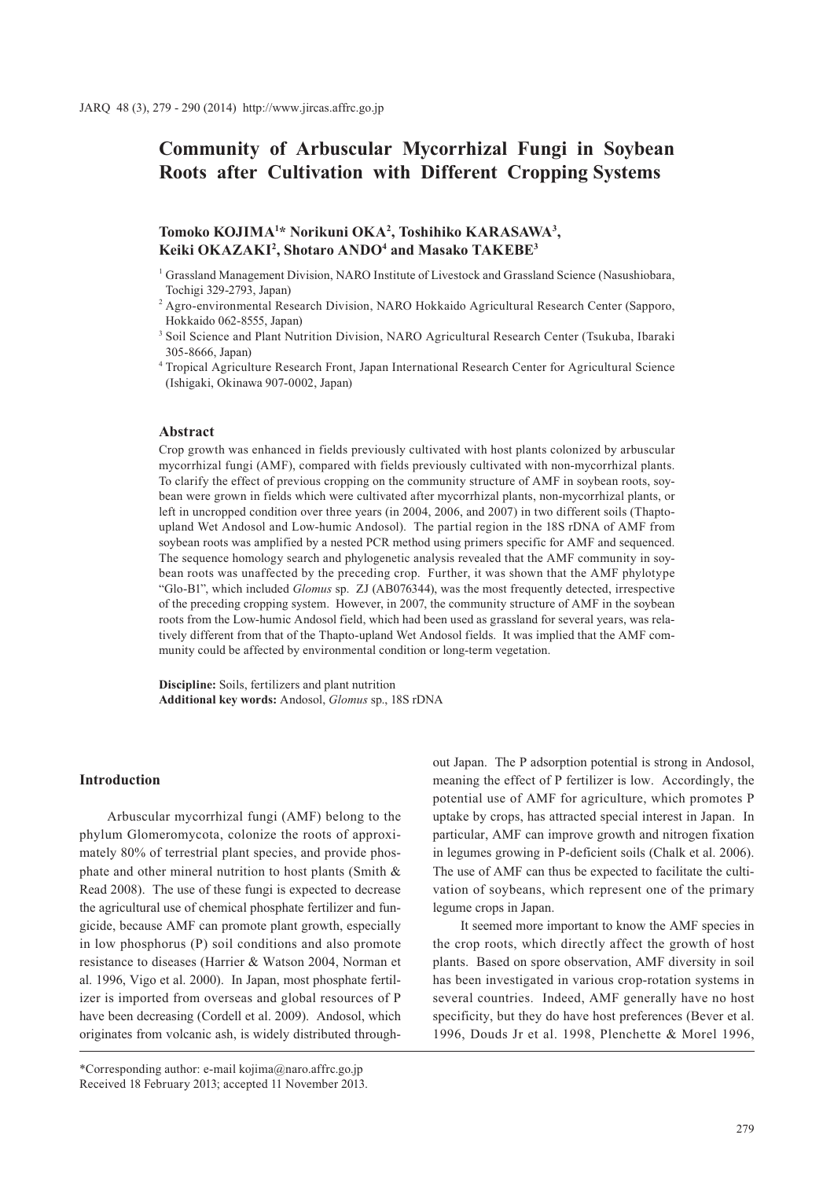# Community of Arbuscular Mycorrhizal Fungi in Soybean Roots after Cultivation with Different Cropping Systems

**Tomoko KOJIMA[1]* Norikuni OKA[2], Toshihiko KARASAWA[3], Keiki OKAZAKI[2], Shotaro ANDO[4] and Masako TAKEBE[3]**

[1] Grassland Management Division, NARO Institute of Livestock and Grassland Science (Nasushiobara, Tochigi 329-2793, Japan)

[2] Agro-environmental Research Division, NARO Hokkaido Agricultural Research Center (Sapporo, Hokkaido 062-8555, Japan)

[3] Soil Science and Plant Nutrition Division, NARO Agricultural Research Center (Tsukuba, Ibaraki 305-8666, Japan)

[4] Tropical Agriculture Research Front, Japan International Research Center for Agricultural Science (Ishigaki, Okinawa 907-0002, Japan)

## Abstract

Crop growth was enhanced in fields previously cultivated with host plants colonized by arbuscular mycorrhizal fungi (AMF), compared with fields previously cultivated with non-mycorrhizal plants. To clarify the effect of previous cropping on the community structure of AMF in soybean roots, soybean were grown in fields which were cultivated after mycorrhizal plants, non-mycorrhizal plants, or left in uncropped condition over three years (in 2004, 2006, and 2007) in two different soils (Thapto-upland Wet Andosol and Low-humic Andosol). The partial region in the 18S rDNA of AMF from soybean roots was amplified by a nested PCR method using primers specific for AMF and sequenced. The sequence homology search and phylogenetic analysis revealed that the AMF community in soybean roots was unaffected by the preceding crop. Further, it was shown that the AMF phylotype "Glo-B1", which included *Glomus* sp. ZJ (AB076344), was the most frequently detected, irrespective of the preceding cropping system. However, in 2007, the community structure of AMF in the soybean roots from the Low-humic Andosol field, which had been used as grassland for several years, was relatively different from that of the Thapto-upland Wet Andosol fields. It was implied that the AMF community could be affected by environmental condition or long-term vegetation.

**Discipline:** Soils, fertilizers and plant nutrition
**Additional key words:** Andosol, *Glomus* sp., 18S rDNA

## Introduction

Arbuscular mycorrhizal fungi (AMF) belong to the phylum Glomeromycota, colonize the roots of approximately 80% of terrestrial plant species, and provide phosphate and other mineral nutrition to host plants (Smith & Read 2008). The use of these fungi is expected to decrease the agricultural use of chemical phosphate fertilizer and fungicide, because AMF can promote plant growth, especially in low phosphorus (P) soil conditions and also promote resistance to diseases (Harrier & Watson 2004, Norman et al. 1996, Vigo et al. 2000). In Japan, most phosphate fertilizer is imported from overseas and global resources of P have been decreasing (Cordell et al. 2009). Andosol, which originates from volcanic ash, is widely distributed throughout Japan. The P adsorption potential is strong in Andosol, meaning the effect of P fertilizer is low. Accordingly, the potential use of AMF for agriculture, which promotes P uptake by crops, has attracted special interest in Japan. In particular, AMF can improve growth and nitrogen fixation in legumes growing in P-deficient soils (Chalk et al. 2006). The use of AMF can thus be expected to facilitate the cultivation of soybeans, which represent one of the primary legume crops in Japan.

It seemed more important to know the AMF species in the crop roots, which directly affect the growth of host plants. Based on spore observation, AMF diversity in soil has been investigated in various crop-rotation systems in several countries. Indeed, AMF generally have no host specificity, but they do have host preferences (Bever et al. 1996, Douds Jr et al. 1998, Plenchette & Morel 1996,

*Corresponding author: e-mail kojima@naro.affrc.go.jp
Received 18 February 2013; accepted 11 November 2013.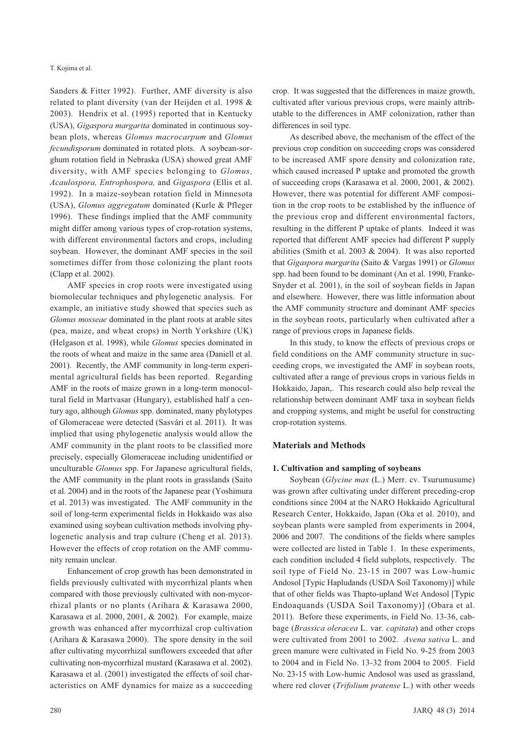Sanders & Fitter 1992). Further, AMF diversity is also related to plant diversity (van der Heijden et al. 1998 & 2003). Hendrix et al. (1995) reported that in Kentucky (USA), *Gigaspora margarita* dominated in continuous soybean plots, whereas *Glomus macrocarpum* and *Glomus fecundisporum* dominated in rotated plots. A soybean-sorghum rotation field in Nebraska (USA) showed great AMF diversity, with AMF species belonging to *Glomus, Acaulospora, Entrophospora,* and *Gigaspora* (Ellis et al. 1992). In a maize-soybean rotation field in Minnesota (USA), *Glomus aggregatum* dominated (Kurle & Pfleger 1996). These findings implied that the AMF community might differ among various types of crop-rotation systems, with different environmental factors and crops, including soybean. However, the dominant AMF species in the soil sometimes differ from those colonizing the plant roots (Clapp et al. 2002).

AMF species in crop roots were investigated using biomolecular techniques and phylogenetic analysis. For example, an initiative study showed that species such as *Glomus mosseae* dominated in the plant roots at arable sites (pea, maize, and wheat crops) in North Yorkshire (UK) (Helgason et al. 1998), while *Glomus* species dominated in the roots of wheat and maize in the same area (Daniell et al. 2001). Recently, the AMF community in long-term experimental agricultural fields has been reported. Regarding AMF in the roots of maize grown in a long-term monocultural field in Martvasar (Hungary), established half a century ago, although *Glomus* spp. dominated, many phylotypes of Glomeraceae were detected (Sasvári et al. 2011). It was implied that using phylogenetic analysis would allow the AMF community in the plant roots to be classified more precisely, especially Glomeraceae including unidentified or unculturable *Glomus* spp. For Japanese agricultural fields, the AMF community in the plant roots in grasslands (Saito et al. 2004) and in the roots of the Japanese pear (Yoshimura et al. 2013) was investigated. The AMF community in the soil of long-term experimental fields in Hokkaido was also examined using soybean cultivation methods involving phylogenetic analysis and trap culture (Cheng et al. 2013). However the effects of crop rotation on the AMF community remain unclear.

Enhancement of crop growth has been demonstrated in fields previously cultivated with mycorrhizal plants when compared with those previously cultivated with non-mycorrhizal plants or no plants (Arihara & Karasawa 2000, Karasawa et al. 2000, 2001, & 2002). For example, maize growth was enhanced after mycorrhizal crop cultivation (Arihara & Karasawa 2000). The spore density in the soil after cultivating mycorrhizal sunflowers exceeded that after cultivating non-mycorrhizal mustard (Karasawa et al. 2002). Karasawa et al. (2001) investigated the effects of soil characteristics on AMF dynamics for maize as a succeeding crop. It was suggested that the differences in maize growth, cultivated after various previous crops, were mainly attributable to the differences in AMF colonization, rather than differences in soil type.

As described above, the mechanism of the effect of the previous crop condition on succeeding crops was considered to be increased AMF spore density and colonization rate, which caused increased P uptake and promoted the growth of succeeding crops (Karasawa et al. 2000, 2001, & 2002). However, there was potential for different AMF composition in the crop roots to be established by the influence of the previous crop and different environmental factors, resulting in the different P uptake of plants. Indeed it was reported that different AMF species had different P supply abilities (Smith et al. 2003 & 2004). It was also reported that *Gigaspora margarita* (Saito & Vargas 1991) or *Glomus* spp. had been found to be dominant (An et al. 1990, Franke-Snyder et al. 2001), in the soil of soybean fields in Japan and elsewhere. However, there was little information about the AMF community structure and dominant AMF species in the soybean roots, particularly when cultivated after a range of previous crops in Japanese fields.

In this study, to know the effects of previous crops or field conditions on the AMF community structure in succeeding crops, we investigated the AMF in soybean roots, cultivated after a range of previous crops in various fields in Hokkaido, Japan,. This research could also help reveal the relationship between dominant AMF taxa in soybean fields and cropping systems, and might be useful for constructing crop-rotation systems.

## Materials and Methods

### 1. Cultivation and sampling of soybeans

Soybean (*Glycine max* (L.) Merr. cv. Tsurumusume) was grown after cultivating under different preceding-crop conditions since 2004 at the NARO Hokkaido Agricultural Research Center, Hokkaido, Japan (Oka et al. 2010), and soybean plants were sampled from experiments in 2004, 2006 and 2007. The conditions of the fields where samples were collected are listed in Table 1. In these experiments, each condition included 4 field subplots, respectively. The soil type of Field No. 23-15 in 2007 was Low-humic Andosol [Typic Hapludands (USDA Soil Taxonomy)] while that of other fields was Thapto-upland Wet Andosol [Typic Endoaquands (USDA Soil Taxonomy)] (Obara et al. 2011). Before these experiments, in Field No. 13-36, cabbage (*Brassica oleracea* L. var. *capitata*) and other crops were cultivated from 2001 to 2002. *Avena sativa* L. and green manure were cultivated in Field No. 9-25 from 2003 to 2004 and in Field No. 13-32 from 2004 to 2005. Field No. 23-15 with Low-humic Andosol was used as grassland, where red clover (*Trifolium pratense* L.) with other weeds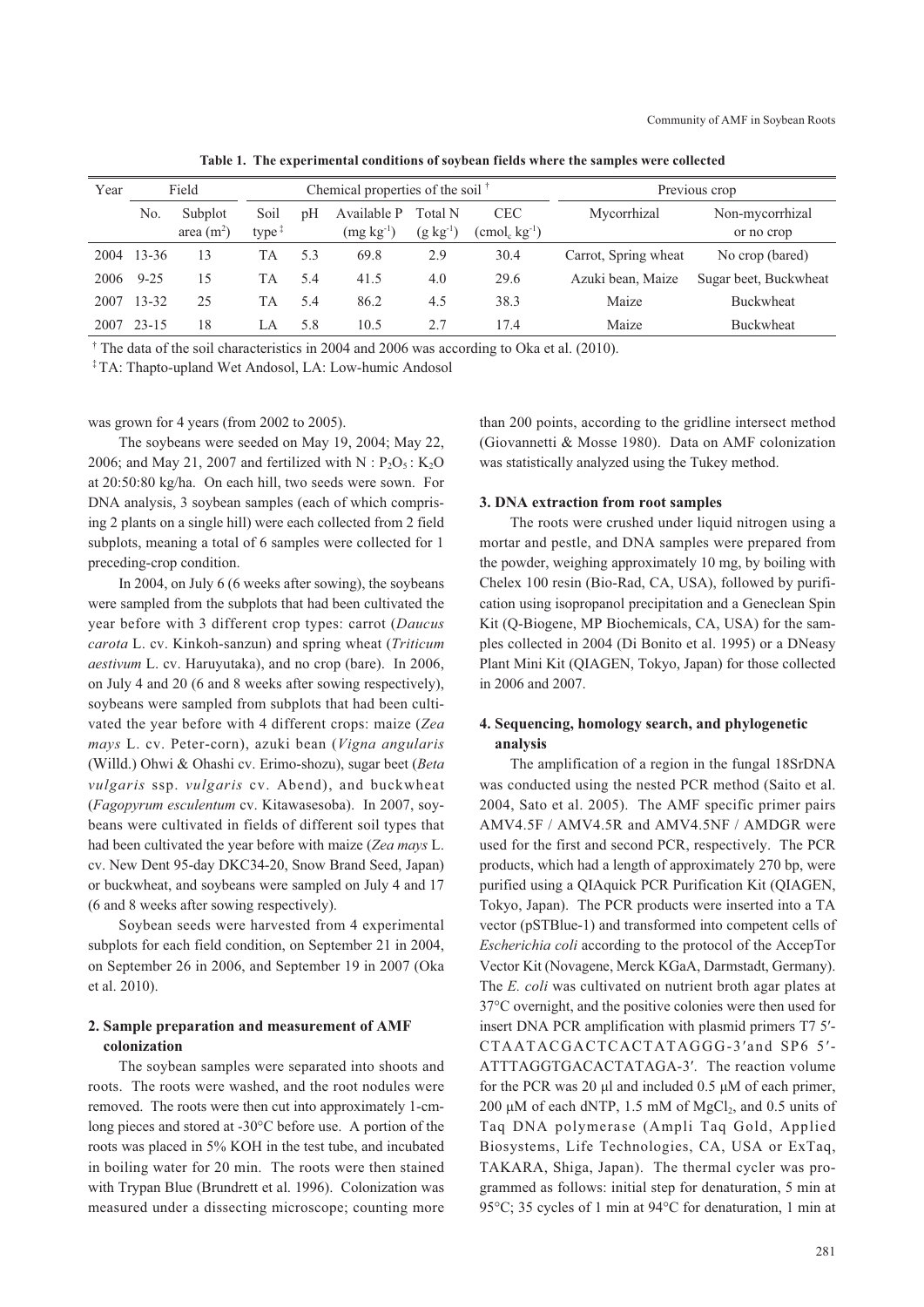**Table 1. The experimental conditions of soybean fields where the samples were collected**

| Year | Field | | Chemical properties of the soil [†] | | | | | Previous crop | |
|---|---|---|---|---|---|---|---|---|---|
| | No. | Subplot area ($m^2$) | Soil type [‡] | pH | Available P ($mg\ kg^{-1}$) | Total N ($g\ kg^{-1}$) | CEC ($cmol_c\ kg^{-1}$) | Mycorrhizal | Non-mycorrhizal or no crop |
| 2004 | 13-36 | 13 | TA | 5.3 | 69.8 | 2.9 | 30.4 | Carrot, Spring wheat | No crop (bared) |
| 2006 | 9-25 | 15 | TA | 5.4 | 41.5 | 4.0 | 29.6 | Azuki bean, Maize | Sugar beet, Buckwheat |
| 2007 | 13-32 | 25 | TA | 5.4 | 86.2 | 4.5 | 38.3 | Maize | Buckwheat |
| 2007 | 23-15 | 18 | LA | 5.8 | 10.5 | 2.7 | 17.4 | Maize | Buckwheat |

[†] The data of the soil characteristics in 2004 and 2006 was according to Oka et al. (2010).

[‡] TA: Thapto-upland Wet Andosol, LA: Low-humic Andosol

was grown for 4 years (from 2002 to 2005).

The soybeans were seeded on May 19, 2004; May 22, 2006; and May 21, 2007 and fertilized with N : $P_2O_5$ : $K_2O$ at 20:50:80 kg/ha. On each hill, two seeds were sown. For DNA analysis, 3 soybean samples (each of which comprising 2 plants on a single hill) were each collected from 2 field subplots, meaning a total of 6 samples were collected for 1 preceding-crop condition.

In 2004, on July 6 (6 weeks after sowing), the soybeans were sampled from the subplots that had been cultivated the year before with 3 different crop types: carrot (*Daucus carota* L. cv. Kinkoh-sanzun) and spring wheat (*Triticum aestivum* L. cv. Haruyutaka), and no crop (bare). In 2006, on July 4 and 20 (6 and 8 weeks after sowing respectively), soybeans were sampled from subplots that had been cultivated the year before with 4 different crops: maize (*Zea mays* L. cv. Peter-corn), azuki bean (*Vigna angularis* (Willd.) Ohwi & Ohashi cv. Erimo-shozu), sugar beet (*Beta vulgaris* ssp. *vulgaris* cv. Abend), and buckwheat (*Fagopyrum esculentum* cv. Kitawasesoba). In 2007, soybeans were cultivated in fields of different soil types that had been cultivated the year before with maize (*Zea mays* L. cv. New Dent 95-day DKC34-20, Snow Brand Seed, Japan) or buckwheat, and soybeans were sampled on July 4 and 17 (6 and 8 weeks after sowing respectively).

Soybean seeds were harvested from 4 experimental subplots for each field condition, on September 21 in 2004, on September 26 in 2006, and September 19 in 2007 (Oka et al. 2010).

### 2. Sample preparation and measurement of AMF colonization

The soybean samples were separated into shoots and roots. The roots were washed, and the root nodules were removed. The roots were then cut into approximately 1-cm-long pieces and stored at -30°C before use. A portion of the roots was placed in 5% KOH in the test tube, and incubated in boiling water for 20 min. The roots were then stained with Trypan Blue (Brundrett et al. 1996). Colonization was measured under a dissecting microscope; counting more than 200 points, according to the gridline intersect method (Giovannetti & Mosse 1980). Data on AMF colonization was statistically analyzed using the Tukey method.

### 3. DNA extraction from root samples

The roots were crushed under liquid nitrogen using a mortar and pestle, and DNA samples were prepared from the powder, weighing approximately 10 mg, by boiling with Chelex 100 resin (Bio-Rad, CA, USA), followed by purification using isopropanol precipitation and a Geneclean Spin Kit (Q-Biogene, MP Biochemicals, CA, USA) for the samples collected in 2004 (Di Bonito et al. 1995) or a DNeasy Plant Mini Kit (QIAGEN, Tokyo, Japan) for those collected in 2006 and 2007.

### 4. Sequencing, homology search, and phylogenetic analysis

The amplification of a region in the fungal 18SrDNA was conducted using the nested PCR method (Saito et al. 2004, Sato et al. 2005). The AMF specific primer pairs AMV4.5F / AMV4.5R and AMV4.5NF / AMDGR were used for the first and second PCR, respectively. The PCR products, which had a length of approximately 270 bp, were purified using a QIAquick PCR Purification Kit (QIAGEN, Tokyo, Japan). The PCR products were inserted into a TA vector (pSTBlue-1) and transformed into competent cells of *Escherichia coli* according to the protocol of the AccepTor Vector Kit (Novagene, Merck KGaA, Darmstadt, Germany). The *E. coli* was cultivated on nutrient broth agar plates at 37°C overnight, and the positive colonies were then used for insert DNA PCR amplification with plasmid primers T7 5′-CTAATACGACTCACTATAGGG-3′and SP6 5′-ATTTAGGTGACACTATAGA-3′. The reaction volume for the PCR was 20 μl and included 0.5 μM of each primer, 200 μM of each dNTP, 1.5 mM of $MgCl_2$, and 0.5 units of Taq DNA polymerase (Ampli Taq Gold, Applied Biosystems, Life Technologies, CA, USA or ExTaq, TAKARA, Shiga, Japan). The thermal cycler was programmed as follows: initial step for denaturation, 5 min at 95°C; 35 cycles of 1 min at 94°C for denaturation, 1 min at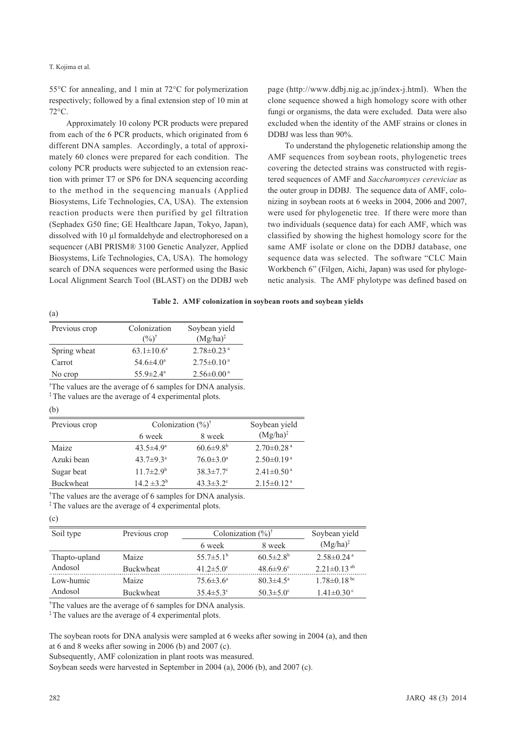55°C for annealing, and 1 min at 72°C for polymerization respectively; followed by a final extension step of 10 min at 72°C.

Approximately 10 colony PCR products were prepared from each of the 6 PCR products, which originated from 6 different DNA samples. Accordingly, a total of approximately 60 clones were prepared for each condition. The colony PCR products were subjected to an extension reaction with primer T7 or SP6 for DNA sequencing according to the method in the sequencing manuals (Applied Biosystems, Life Technologies, CA, USA). The extension reaction products were then purified by gel filtration (Sephadex G50 fine; GE Healthcare Japan, Tokyo, Japan), dissolved with 10 µl formaldehyde and electrophoresed on a sequencer (ABI PRISM® 3100 Genetic Analyzer, Applied Biosystems, Life Technologies, CA, USA). The homology search of DNA sequences were performed using the Basic Local Alignment Search Tool (BLAST) on the DDBJ web page (http://www.ddbj.nig.ac.jp/index-j.html). When the clone sequence showed a high homology score with other fungi or organisms, the data were excluded. Data were also excluded when the identity of the AMF strains or clones in DDBJ was less than 90%.

To understand the phylogenetic relationship among the AMF sequences from soybean roots, phylogenetic trees covering the detected strains was constructed with registered sequences of AMF and *Saccharomyces cereviciae* as the outer group in DDBJ. The sequence data of AMF, colonizing in soybean roots at 6 weeks in 2004, 2006 and 2007, were used for phylogenetic tree. If there were more than two individuals (sequence data) for each AMF, which was classified by showing the highest homology score for the same AMF isolate or clone on the DDBJ database, one sequence data was selected. The software "CLC Main Workbench 6" (Filgen, Aichi, Japan) was used for phylogenetic analysis. The AMF phylotype was defined based on

**Table 2. AMF colonization in soybean roots and soybean yields**

(a)

| Previous crop | Colonization (%)[†] | Soybean yield (Mg/ha)[‡] |
|---|---|---|
| Spring wheat | 63.1±10.6[a] | 2.78±0.23[a] |
| Carrot | 54.6±4.0[a] | 2.75±0.10[a] |
| No crop | 55.9±2.4[a] | 2.56±0.00[a] |

[†]The values are the average of 6 samples for DNA analysis.
[‡]The values are the average of 4 experimental plots.

(b)

| Previous crop | Colonization (%)[†] | | Soybean yield (Mg/ha)[‡] |
|---|---|---|---|
| | 6 week | 8 week | |
| Maize | 43.5±4.9[a] | 60.6±9.8[b] | 2.70±0.28[a] |
| Azuki bean | 43.7±9.3[a] | 76.0±3.0[a] | 2.50±0.19[a] |
| Sugar beat | 11.7±2.9[b] | 38.3±7.7[c] | 2.41±0.50[a] |
| Buckwheat | 14.2 ±3.2[b] | 43.3±3.2[c] | 2.15±0.12[a] |

[†]The values are the average of 6 samples for DNA analysis.
[‡]The values are the average of 4 experimental plots.

(c)

| Soil type | Previous crop | Colonization (%)[†] | | Soybean yield (Mg/ha)[‡] |
|---|---|---|---|---|
| | | 6 week | 8 week | |
| Thapto-upland Andosol | Maize | 55.7±5.1[b] | 60.5±2.8[b] | 2.58±0.24[a] |
| | Buckwheat | 41.2±5.0[c] | 48.6±9.6[c] | 2.21±0.13[ab] |
| Low-humic Andosol | Maize | 75.6±3.6[a] | 80.3±4.5[a] | 1.78±0.18[bc] |
| | Buckwheat | 35.4±5.3[c] | 50.3±5.0[c] | 1.41±0.30[c] |

[†]The values are the average of 6 samples for DNA analysis.
[‡]The values are the average of 4 experimental plots.

The soybean roots for DNA analysis were sampled at 6 weeks after sowing in 2004 (a), and then at 6 and 8 weeks after sowing in 2006 (b) and 2007 (c).
Subsequently, AMF colonization in plant roots was measured.
Soybean seeds were harvested in September in 2004 (a), 2006 (b), and 2007 (c).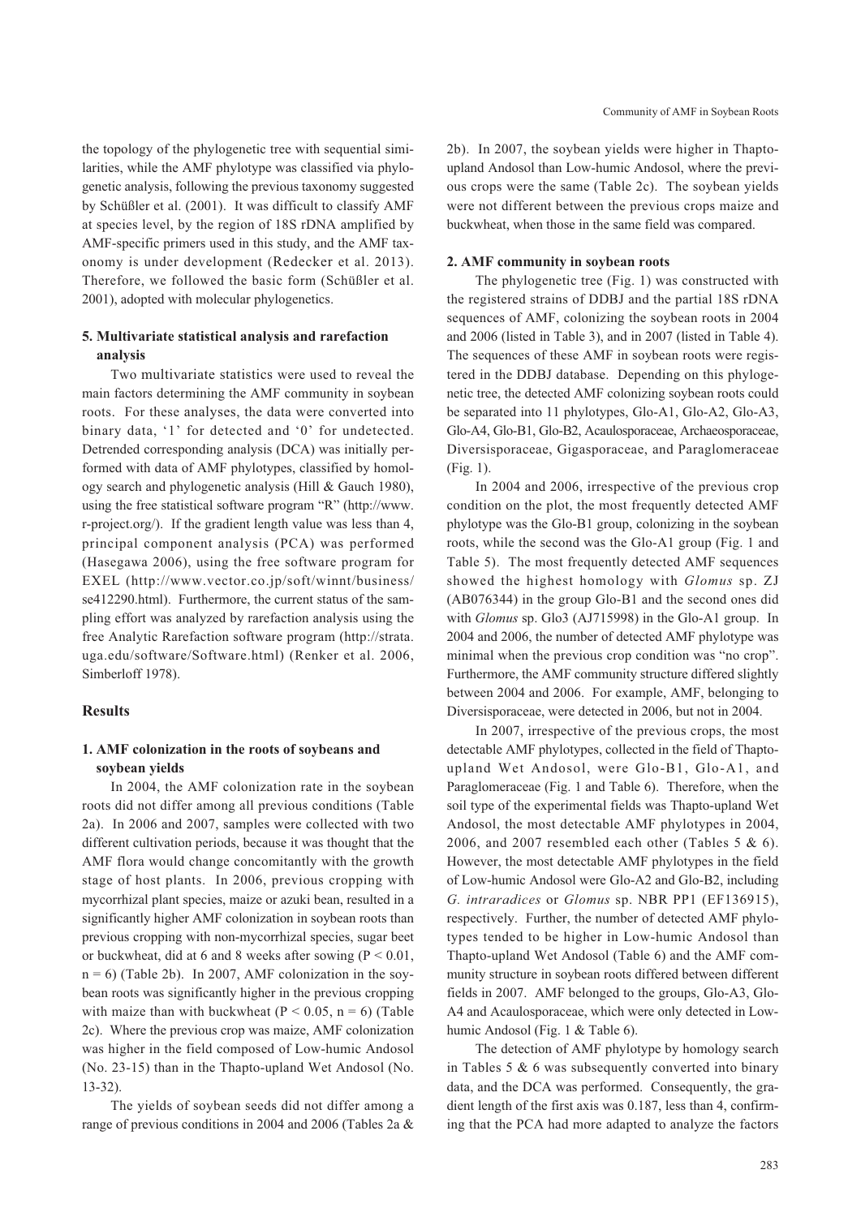the topology of the phylogenetic tree with sequential similarities, while the AMF phylotype was classified via phylogenetic analysis, following the previous taxonomy suggested by Schüßler et al. (2001). It was difficult to classify AMF at species level, by the region of 18S rDNA amplified by AMF-specific primers used in this study, and the AMF taxonomy is under development (Redecker et al. 2013). Therefore, we followed the basic form (Schüßler et al. 2001), adopted with molecular phylogenetics.

### 5. Multivariate statistical analysis and rarefaction analysis

Two multivariate statistics were used to reveal the main factors determining the AMF community in soybean roots. For these analyses, the data were converted into binary data, '1' for detected and '0' for undetected. Detrended corresponding analysis (DCA) was initially performed with data of AMF phylotypes, classified by homology search and phylogenetic analysis (Hill & Gauch 1980), using the free statistical software program "R" (http://www.r-project.org/). If the gradient length value was less than 4, principal component analysis (PCA) was performed (Hasegawa 2006), using the free software program for EXEL (http://www.vector.co.jp/soft/winnt/business/se412290.html). Furthermore, the current status of the sampling effort was analyzed by rarefaction analysis using the free Analytic Rarefaction software program (http://strata.uga.edu/software/Software.html) (Renker et al. 2006, Simberloff 1978).

## Results

### 1. AMF colonization in the roots of soybeans and soybean yields

In 2004, the AMF colonization rate in the soybean roots did not differ among all previous conditions (Table 2a). In 2006 and 2007, samples were collected with two different cultivation periods, because it was thought that the AMF flora would change concomitantly with the growth stage of host plants. In 2006, previous cropping with mycorrhizal plant species, maize or azuki bean, resulted in a significantly higher AMF colonization in soybean roots than previous cropping with non-mycorrhizal species, sugar beet or buckwheat, did at 6 and 8 weeks after sowing ($P < 0.01$, $n = 6$) (Table 2b). In 2007, AMF colonization in the soybean roots was significantly higher in the previous cropping with maize than with buckwheat ($P < 0.05$, $n = 6$) (Table 2c). Where the previous crop was maize, AMF colonization was higher in the field composed of Low-humic Andosol (No. 23-15) than in the Thapto-upland Wet Andosol (No. 13-32).

The yields of soybean seeds did not differ among a range of previous conditions in 2004 and 2006 (Tables 2a & 2b). In 2007, the soybean yields were higher in Thapto-upland Andosol than Low-humic Andosol, where the previous crops were the same (Table 2c). The soybean yields were not different between the previous crops maize and buckwheat, when those in the same field was compared.

### 2. AMF community in soybean roots

The phylogenetic tree (Fig. 1) was constructed with the registered strains of DDBJ and the partial 18S rDNA sequences of AMF, colonizing the soybean roots in 2004 and 2006 (listed in Table 3), and in 2007 (listed in Table 4). The sequences of these AMF in soybean roots were registered in the DDBJ database. Depending on this phylogenetic tree, the detected AMF colonizing soybean roots could be separated into 11 phylotypes, Glo-A1, Glo-A2, Glo-A3, Glo-A4, Glo-B1, Glo-B2, Acaulosporaceae, Archaeosporaceae, Diversisporaceae, Gigasporaceae, and Paraglomeraceae (Fig. 1).

In 2004 and 2006, irrespective of the previous crop condition on the plot, the most frequently detected AMF phylotype was the Glo-B1 group, colonizing in the soybean roots, while the second was the Glo-A1 group (Fig. 1 and Table 5). The most frequently detected AMF sequences showed the highest homology with *Glomus* sp. ZJ (AB076344) in the group Glo-B1 and the second ones did with *Glomus* sp. Glo3 (AJ715998) in the Glo-A1 group. In 2004 and 2006, the number of detected AMF phylotype was minimal when the previous crop condition was "no crop". Furthermore, the AMF community structure differed slightly between 2004 and 2006. For example, AMF, belonging to Diversisporaceae, were detected in 2006, but not in 2004.

In 2007, irrespective of the previous crops, the most detectable AMF phylotypes, collected in the field of Thapto-upland Wet Andosol, were Glo-B1, Glo-A1, and Paraglomeraceae (Fig. 1 and Table 6). Therefore, when the soil type of the experimental fields was Thapto-upland Wet Andosol, the most detectable AMF phylotypes in 2004, 2006, and 2007 resembled each other (Tables 5 & 6). However, the most detectable AMF phylotypes in the field of Low-humic Andosol were Glo-A2 and Glo-B2, including *G. intraradices* or *Glomus* sp. NBR PP1 (EF136915), respectively. Further, the number of detected AMF phylotypes tended to be higher in Low-humic Andosol than Thapto-upland Wet Andosol (Table 6) and the AMF community structure in soybean roots differed between different fields in 2007. AMF belonged to the groups, Glo-A3, Glo-A4 and Acaulosporaceae, which were only detected in Low-humic Andosol (Fig. 1 & Table 6).

The detection of AMF phylotype by homology search in Tables 5 & 6 was subsequently converted into binary data, and the DCA was performed. Consequently, the gradient length of the first axis was 0.187, less than 4, confirming that the PCA had more adapted to analyze the factors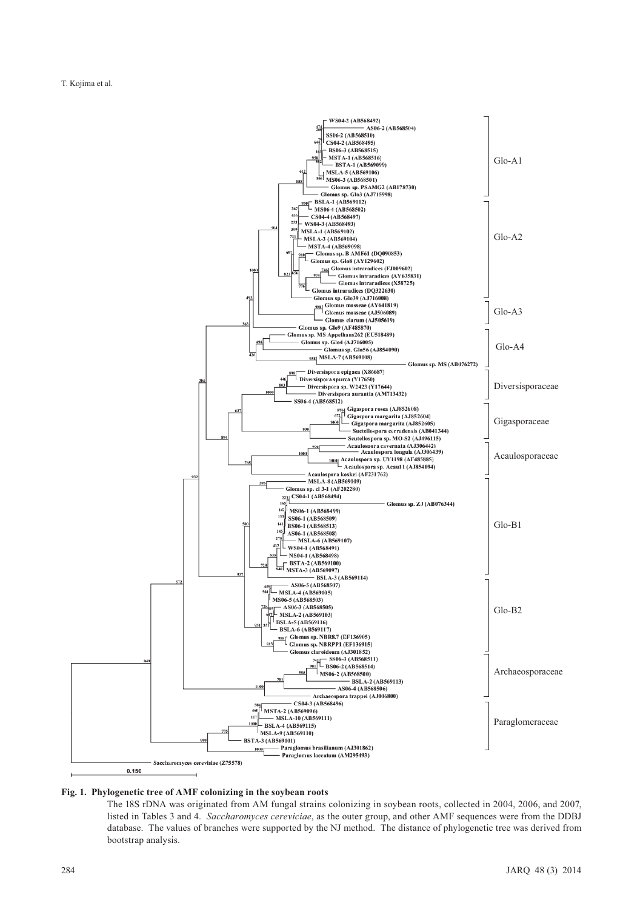**Fig. 1. Phylogenetic tree of AMF colonizing in the soybean roots**

The 18S rDNA was originated from AM fungal strains colonizing in soybean roots, collected in 2004, 2006, and 2007, listed in Tables 3 and 4. *Saccharomyces ceceviciae*, as the outer group, and other AMF sequences were from the DDBJ database. The values of branches were supported by the NJ method. The distance of phylogenetic tree was derived from bootstrap analysis.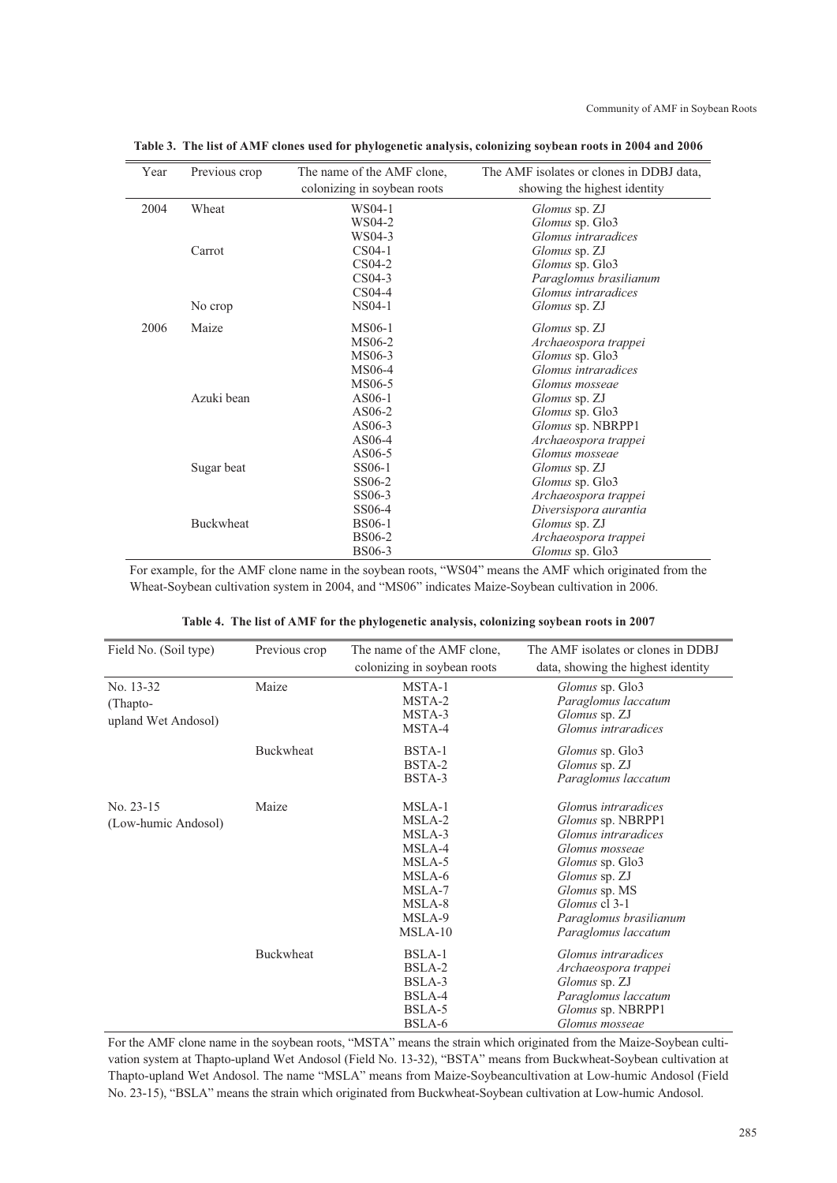**Table 3. The list of AMF clones used for phylogenetic analysis, colonizing soybean roots in 2004 and 2006**

| Year | Previous crop | The name of the AMF clone, colonizing in soybean roots | The AMF isolates or clones in DDBJ data, showing the highest identity |
|---|---|---|---|
| 2004 | Wheat | WS04-1 | *Glomus* sp. ZJ |
| | | WS04-2 | *Glomus* sp. Glo3 |
| | | WS04-3 | *Glomus intraradices* |
| | Carrot | CS04-1 | *Glomus* sp. ZJ |
| | | CS04-2 | *Glomus* sp. Glo3 |
| | | CS04-3 | *Paraglomus brasilianum* |
| | | CS04-4 | *Glomus intraradices* |
| | No crop | NS04-1 | *Glomus* sp. ZJ |
| 2006 | Maize | MS06-1 | *Glomus* sp. ZJ |
| | | MS06-2 | *Archaeospora trappei* |
| | | MS06-3 | *Glomus* sp. Glo3 |
| | | MS06-4 | *Glomus intraradices* |
| | | MS06-5 | *Glomus mosseae* |
| | Azuki bean | AS06-1 | *Glomus* sp. ZJ |
| | | AS06-2 | *Glomus* sp. Glo3 |
| | | AS06-3 | *Glomus* sp. NBRPP1 |
| | | AS06-4 | *Archaeospora trappei* |
| | | AS06-5 | *Glomus mosseae* |
| | Sugar beat | SS06-1 | *Glomus* sp. ZJ |
| | | SS06-2 | *Glomus* sp. Glo3 |
| | | SS06-3 | *Archaeospora trappei* |
| | | SS06-4 | *Diversispora aurantia* |
| | Buckwheat | BS06-1 | *Glomus* sp. ZJ |
| | | BS06-2 | *Archaeospora trappei* |
| | | BS06-3 | *Glomus* sp. Glo3 |

For example, for the AMF clone name in the soybean roots, "WS04" means the AMF which originated from the Wheat-Soybean cultivation system in 2004, and "MS06" indicates Maize-Soybean cultivation in 2006.

**Table 4. The list of AMF for the phylogenetic analysis, colonizing soybean roots in 2007**

| Field No. (Soil type) | Previous crop | The name of the AMF clone, colonizing in soybean roots | The AMF isolates or clones in DDBJ data, showing the highest identity |
|---|---|---|---|
| No. 13-32 (Thapto-upland Wet Andosol) | Maize | MSTA-1 | *Glomus* sp. Glo3 |
| | | MSTA-2 | *Paraglomus laccatum* |
| | | MSTA-3 | *Glomus* sp. ZJ |
| | | MSTA-4 | *Glomus intraradices* |
| | Buckwheat | BSTA-1 | *Glomus* sp. Glo3 |
| | | BSTA-2 | *Glomus* sp. ZJ |
| | | BSTA-3 | *Paraglomus laccatum* |
| No. 23-15 (Low-humic Andosol) | Maize | MSLA-1 | *Glomus intraradices* |
| | | MSLA-2 | *Glomus* sp. NBRPP1 |
| | | MSLA-3 | *Glomus intraradices* |
| | | MSLA-4 | *Glomus mosseae* |
| | | MSLA-5 | *Glomus* sp. Glo3 |
| | | MSLA-6 | *Glomus* sp. ZJ |
| | | MSLA-7 | *Glomus* sp. MS |
| | | MSLA-8 | *Glomus* cl 3-1 |
| | | MSLA-9 | *Paraglomus brasilianum* |
| | | MSLA-10 | *Paraglomus laccatum* |
| | Buckwheat | BSLA-1 | *Glomus intraradices* |
| | | BSLA-2 | *Archaeospora trappei* |
| | | BSLA-3 | *Glomus* sp. ZJ |
| | | BSLA-4 | *Paraglomus laccatum* |
| | | BSLA-5 | *Glomus* sp. NBRPP1 |
| | | BSLA-6 | *Glomus mosseae* |

For the AMF clone name in the soybean roots, "MSTA" means the strain which originated from the Maize-Soybean cultivation system at Thapto-upland Wet Andosol (Field No. 13-32), "BSTA" means from Buckwheat-Soybean cultivation at Thapto-upland Wet Andosol. The name "MSLA" means from Maize-Soybeancultivation at Low-humic Andosol (Field No. 23-15), "BSLA" means the strain which originated from Buckwheat-Soybean cultivation at Low-humic Andosol.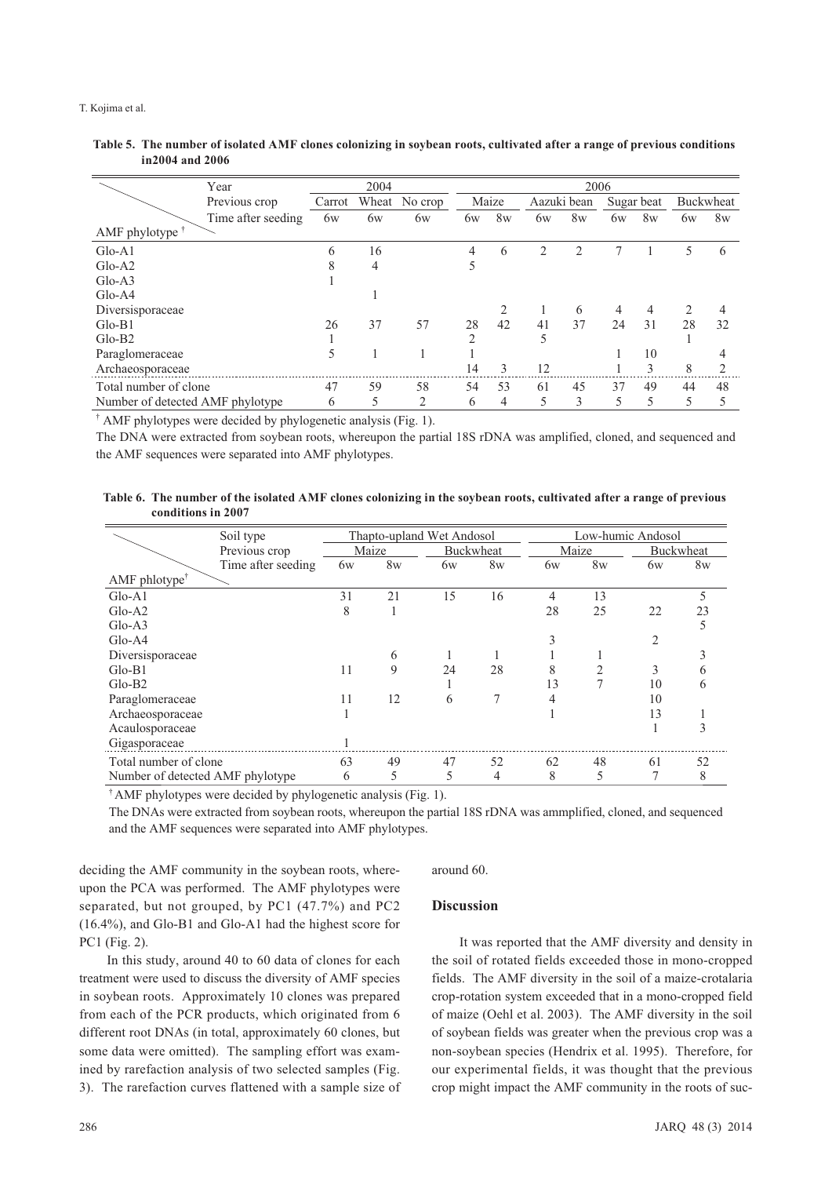**Table 5. The number of isolated AMF clones colonizing in soybean roots, cultivated after a range of previous conditions in2004 and 2006**

| Year | 2004 | | | 2006 | | | | | | | |
|---|---|---|---|---|---|---|---|---|---|---|---|
| Previous crop | Carrot | Wheat | No crop | Maize | | Aazuki bean | | Sugar beat | | Buckwheat | |
| Time after seeding | 6w | 6w | 6w | 6w | 8w | 6w | 8w | 6w | 8w | 6w | 8w |
| AMF phylotype † | | | | | | | | | | | |
| Glo-A1 | 6 | 16 | | 4 | 6 | 2 | 2 | 7 | 1 | 5 | 6 |
| Glo-A2 | 8 | 4 | | 5 | | | | | | | |
| Glo-A3 | 1 | | | | | | | | | | |
| Glo-A4 | | 1 | | | | | | | | | |
| Diversisporaceae | | | | | 2 | 1 | 6 | 4 | 4 | 2 | 4 |
| Glo-B1 | 26 | 37 | 57 | 28 | 42 | 41 | 37 | 24 | 31 | 28 | 32 |
| Glo-B2 | 1 | | | 2 | | 5 | | | | 1 | |
| Paraglomeraceae | 5 | 1 | 1 | 1 | | | | 1 | 10 | | 4 |
| Archaeosporaceae | | | | 14 | 3 | 12 | | 1 | 3 | 8 | 2 |
| Total number of clone | 47 | 59 | 58 | 54 | 53 | 61 | 45 | 37 | 49 | 44 | 48 |
| Number of detected AMF phlyotype | 6 | 5 | 2 | 6 | 4 | 5 | 3 | 5 | 5 | 5 | 5 |

† AMF phylotypes were decided by phylogenetic analysis (Fig. 1).

The DNA were extracted from soybean roots, whereupon the partial 18S rDNA was amplified, cloned, and sequenced and the AMF sequences were separated into AMF phylotypes.

**Table 6. The number of the isolated AMF clones colonizing in the soybean roots, cultivated after a range of previous conditions in 2007**

| Soil type | Thapto-upland Wet Andosol | | | | Low-humic Andosol | | | |
|---|---|---|---|---|---|---|---|---|
| Previous crop | Maize | | Buckwheat | | Maize | | Buckwheat | |
| Time after seeding | 6w | 8w | 6w | 8w | 6w | 8w | 6w | 8w |
| AMF phlotype† | | | | | | | | |
| Glo-A1 | 31 | 21 | 15 | 16 | 4 | 13 | | 5 |
| Glo-A2 | 8 | 1 | | | 28 | 25 | 22 | 23 |
| Glo-A3 | | | | | | | | 5 |
| Glo-A4 | | | | | 3 | | 2 | |
| Diversisporaceae | | 6 | 1 | 1 | 1 | 1 | | 3 |
| Glo-B1 | 11 | 9 | 24 | 28 | 8 | 2 | 3 | 6 |
| Glo-B2 | | | 1 | | 13 | 7 | 10 | 6 |
| Paraglomeraceae | 11 | 12 | 6 | 7 | 4 | | 10 | |
| Archaeosporaceae | 1 | | | | 1 | | 13 | 1 |
| Acaulosporaceae | | | | | | | 1 | 3 |
| Gigasporaceae | 1 | | | | | | | |
| Total number of clone | 63 | 49 | 47 | 52 | 62 | 48 | 61 | 52 |
| Number of detected AMF phylotype | 6 | 5 | 5 | 4 | 8 | 5 | 7 | 8 |

† AMF phylotypes were decided by phylogenetic analysis (Fig. 1).

The DNAs were extracted from soybean roots, whereupon the partial 18S rDNA was ammplified, cloned, and sequenced and the AMF sequences were separated into AMF phylotypes.

deciding the AMF community in the soybean roots, whereupon the PCA was performed. The AMF phylotypes were separated, but not grouped, by PC1 (47.7%) and PC2 (16.4%), and Glo-B1 and Glo-A1 had the highest score for PC1 (Fig. 2).

In this study, around 40 to 60 data of clones for each treatment were used to discuss the diversity of AMF species in soybean roots. Approximately 10 clones was prepared from each of the PCR products, which originated from 6 different root DNAs (in total, approximately 60 clones, but some data were omitted). The sampling effort was examined by rarefaction analysis of two selected samples (Fig. 3). The rarefaction curves flattened with a sample size of around 60.

## Discussion

It was reported that the AMF diversity and density in the soil of rotated fields exceeded those in mono-cropped fields. The AMF diversity in the soil of a maize-crotalaria crop-rotation system exceeded that in a mono-cropped field of maize (Oehl et al. 2003). The AMF diversity in the soil of soybean fields was greater when the previous crop was a non-soybean species (Hendrix et al. 1995). Therefore, for our experimental fields, it was thought that the previous crop might impact the AMF community in the roots of suc-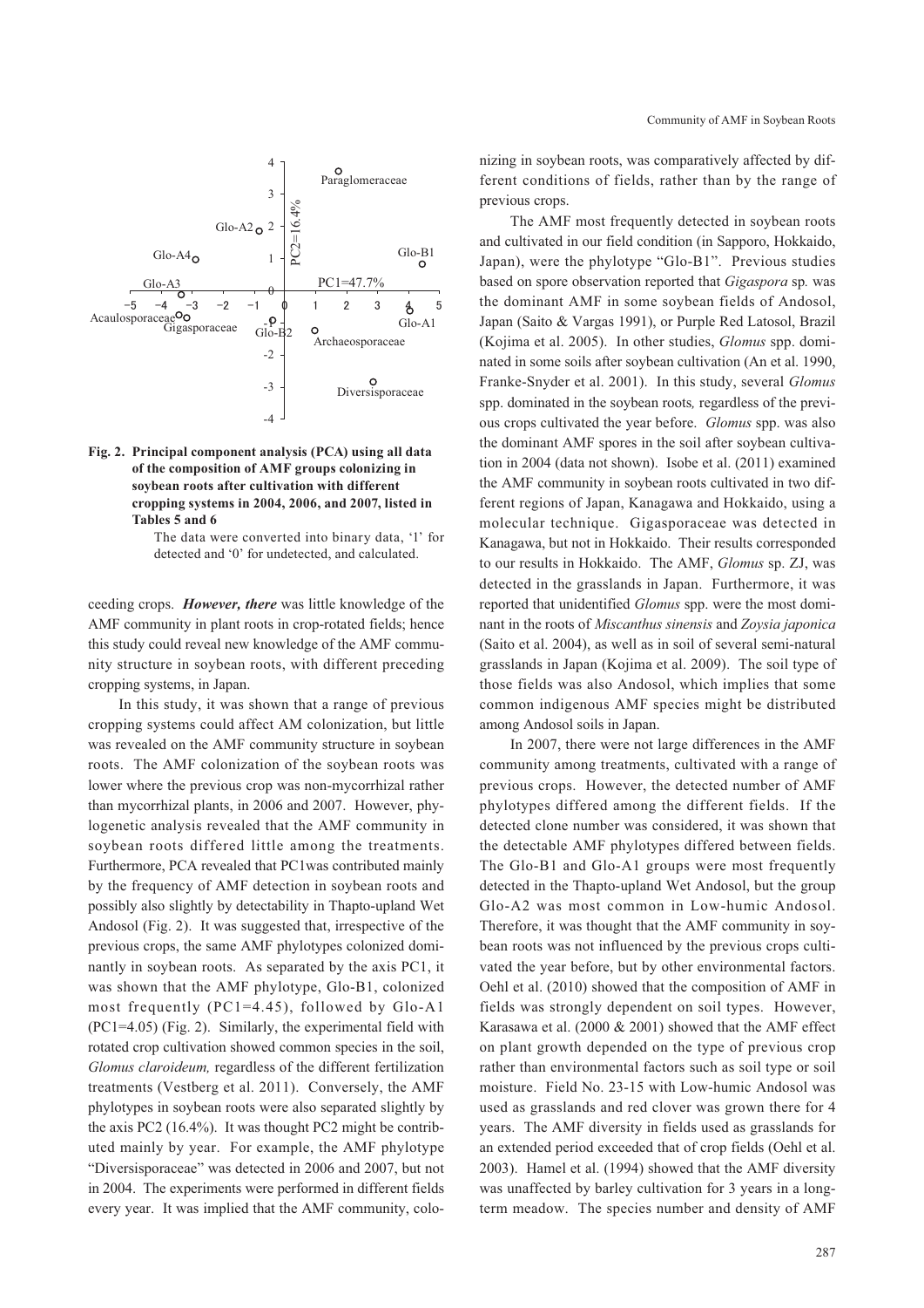**Fig. 2. Principal component analysis (PCA) using all data of the composition of AMF groups colonizing in soybean roots after cultivation with different cropping systems in 2004, 2006, and 2007, listed in Tables 5 and 6**

The data were converted into binary data, '1' for detected and '0' for undetected, and calculated.

ceeding crops. ***However, there*** was little knowledge of the AMF community in plant roots in crop-rotated fields; hence this study could reveal new knowledge of the AMF community structure in soybean roots, with different preceding cropping systems, in Japan.

In this study, it was shown that a range of previous cropping systems could affect AM colonization, but little was revealed on the AMF community structure in soybean roots. The AMF colonization of the soybean roots was lower where the previous crop was non-mycorrhizal rather than mycorrhizal plants, in 2006 and 2007. However, phylogenetic analysis revealed that the AMF community in soybean roots differed little among the treatments. Furthermore, PCA revealed that PC1was contributed mainly by the frequency of AMF detection in soybean roots and possibly also slightly by detectability in Thapto-upland Wet Andosol (Fig. 2). It was suggested that, irrespective of the previous crops, the same AMF phylotypes colonized dominantly in soybean roots. As separated by the axis PC1, it was shown that the AMF phylotype, Glo-B1, colonized most frequently (PC1=4.45), followed by Glo-A1 (PC1=4.05) (Fig. 2). Similarly, the experimental field with rotated crop cultivation showed common species in the soil, *Glomus claroideum,* regardless of the different fertilization treatments (Vestberg et al. 2011). Conversely, the AMF phylotypes in soybean roots were also separated slightly by the axis PC2 (16.4%). It was thought PC2 might be contributed mainly by year. For example, the AMF phylotype "Diversisporaceae" was detected in 2006 and 2007, but not in 2004. The experiments were performed in different fields every year. It was implied that the AMF community, colonizing in soybean roots, was comparatively affected by different conditions of fields, rather than by the range of previous crops.

The AMF most frequently detected in soybean roots and cultivated in our field condition (in Sapporo, Hokkaido, Japan), were the phylotype "Glo-B1". Previous studies based on spore observation reported that *Gigaspora* sp. was the dominant AMF in some soybean fields of Andosol, Japan (Saito & Vargas 1991), or Purple Red Latosol, Brazil (Kojima et al. 2005). In other studies, *Glomus* spp. dominated in some soils after soybean cultivation (An et al. 1990, Franke-Snyder et al. 2001). In this study, several *Glomus* spp. dominated in the soybean roots*,* regardless of the previous crops cultivated the year before. *Glomus* spp. was also the dominant AMF spores in the soil after soybean cultivation in 2004 (data not shown). Isobe et al. (2011) examined the AMF community in soybean roots cultivated in two different regions of Japan, Kanagawa and Hokkaido, using a molecular technique. Gigasporaceae was detected in Kanagawa, but not in Hokkaido. Their results corresponded to our results in Hokkaido. The AMF, *Glomus* sp. ZJ, was detected in the grasslands in Japan. Furthermore, it was reported that unidentified *Glomus* spp. were the most dominant in the roots of *Miscanthus sinensis* and *Zoysia japonica* (Saito et al. 2004), as well as in soil of several semi-natural grasslands in Japan (Kojima et al. 2009). The soil type of those fields was also Andosol, which implies that some common indigenous AMF species might be distributed among Andosol soils in Japan.

In 2007, there were not large differences in the AMF community among treatments, cultivated with a range of previous crops. However, the detected number of AMF phylotypes differed among the different fields. If the detected clone number was considered, it was shown that the detectable AMF phylotypes differed between fields. The Glo-B1 and Glo-A1 groups were most frequently detected in the Thapto-upland Wet Andosol, but the group Glo-A2 was most common in Low-humic Andosol. Therefore, it was thought that the AMF community in soybean roots was not influenced by the previous crops cultivated the year before, but by other environmental factors. Oehl et al. (2010) showed that the composition of AMF in fields was strongly dependent on soil types. However, Karasawa et al. (2000 & 2001) showed that the AMF effect on plant growth depended on the type of previous crop rather than environmental factors such as soil type or soil moisture. Field No. 23-15 with Low-humic Andosol was used as grasslands and red clover was grown there for 4 years. The AMF diversity in fields used as grasslands for an extended period exceeded that of crop fields (Oehl et al. 2003). Hamel et al. (1994) showed that the AMF diversity was unaffected by barley cultivation for 3 years in a long-term meadow. The species number and density of AMF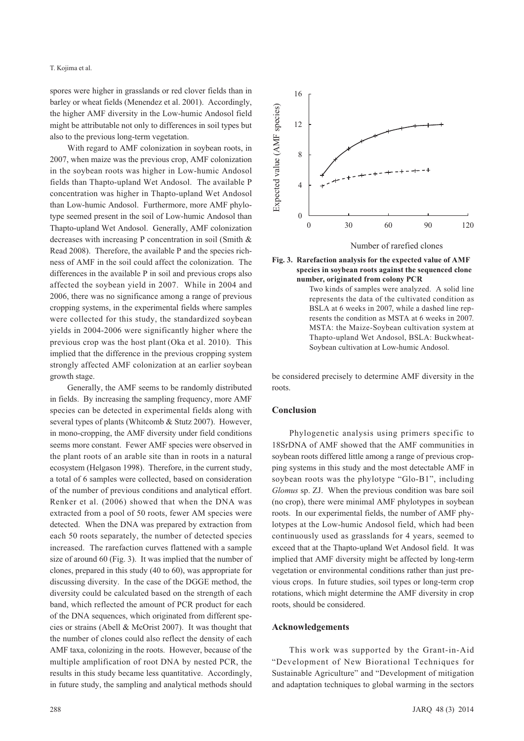spores were higher in grasslands or red clover fields than in barley or wheat fields (Menendez et al. 2001). Accordingly, the higher AMF diversity in the Low-humic Andosol field might be attributable not only to differences in soil types but also to the previous long-term vegetation.

With regard to AMF colonization in soybean roots, in 2007, when maize was the previous crop, AMF colonization in the soybean roots was higher in Low-humic Andosol fields than Thapto-upland Wet Andosol. The available P concentration was higher in Thapto-upland Wet Andosol than Low-humic Andosol. Furthermore, more AMF phylotype seemed present in the soil of Low-humic Andosol than Thapto-upland Wet Andosol. Generally, AMF colonization decreases with increasing P concentration in soil (Smith & Read 2008). Therefore, the available P and the species richness of AMF in the soil could affect the colonization. The differences in the available P in soil and previous crops also affected the soybean yield in 2007. While in 2004 and 2006, there was no significance among a range of previous cropping systems, in the experimental fields where samples were collected for this study, the standardized soybean yields in 2004-2006 were significantly higher where the previous crop was the host plant (Oka et al. 2010). This implied that the difference in the previous cropping system strongly affected AMF colonization at an earlier soybean growth stage.

Generally, the AMF seems to be randomly distributed in fields. By increasing the sampling frequency, more AMF species can be detected in experimental fields along with several types of plants (Whitcomb & Stutz 2007). However, in mono-cropping, the AMF diversity under field conditions seems more constant. Fewer AMF species were observed in the plant roots of an arable site than in roots in a natural ecosystem (Helgason 1998). Therefore, in the current study, a total of 6 samples were collected, based on consideration of the number of previous conditions and analytical effort. Renker et al. (2006) showed that when the DNA was extracted from a pool of 50 roots, fewer AM species were detected. When the DNA was prepared by extraction from each 50 roots separately, the number of detected species increased. The rarefaction curves flattened with a sample size of around 60 (Fig. 3). It was implied that the number of clones, prepared in this study (40 to 60), was appropriate for discussing diversity. In the case of the DGGE method, the diversity could be calculated based on the strength of each band, which reflected the amount of PCR product for each of the DNA sequences, which originated from different species or strains (Abell & McOrist 2007). It was thought that the number of clones could also reflect the density of each AMF taxa, colonizing in the roots. However, because of the multiple amplification of root DNA by nested PCR, the results in this study became less quantitative. Accordingly, in future study, the sampling and analytical methods should be considered precisely to determine AMF diversity in the roots.

**Fig. 3. Rarefaction analysis for the expected value of AMF species in soybean roots against the sequenced clone number, originated from colony PCR**

Two kinds of samples were analyzed. A solid line represents the data of the cultivated condition as BSLA at 6 weeks in 2007, while a dashed line represents the condition as MSTA at 6 weeks in 2007. MSTA: the Maize-Soybean cultivation system at Thapto-upland Wet Andosol, BSLA: Buckwheat-Soybean cultivation at Low-humic Andosol.

## Conclusion

Phylogenetic analysis using primers specific to 18SrDNA of AMF showed that the AMF communities in soybean roots differed little among a range of previous cropping systems in this study and the most detectable AMF in soybean roots was the phylotype "Glo-B1", including *Glomus* sp. ZJ. When the previous condition was bare soil (no crop), there were minimal AMF phylotypes in soybean roots. In our experimental fields, the number of AMF phylotypes at the Low-humic Andosol field, which had been continuously used as grasslands for 4 years, seemed to exceed that at the Thapto-upland Wet Andosol field. It was implied that AMF diversity might be affected by long-term vegetation or environmental conditions rather than just previous crops. In future studies, soil types or long-term crop rotations, which might determine the AMF diversity in crop roots, should be considered.

## Acknowledgements

This work was supported by the Grant-in-Aid "Development of New Biorational Techniques for Sustainable Agriculture" and "Development of mitigation and adaptation techniques to global warming in the sectors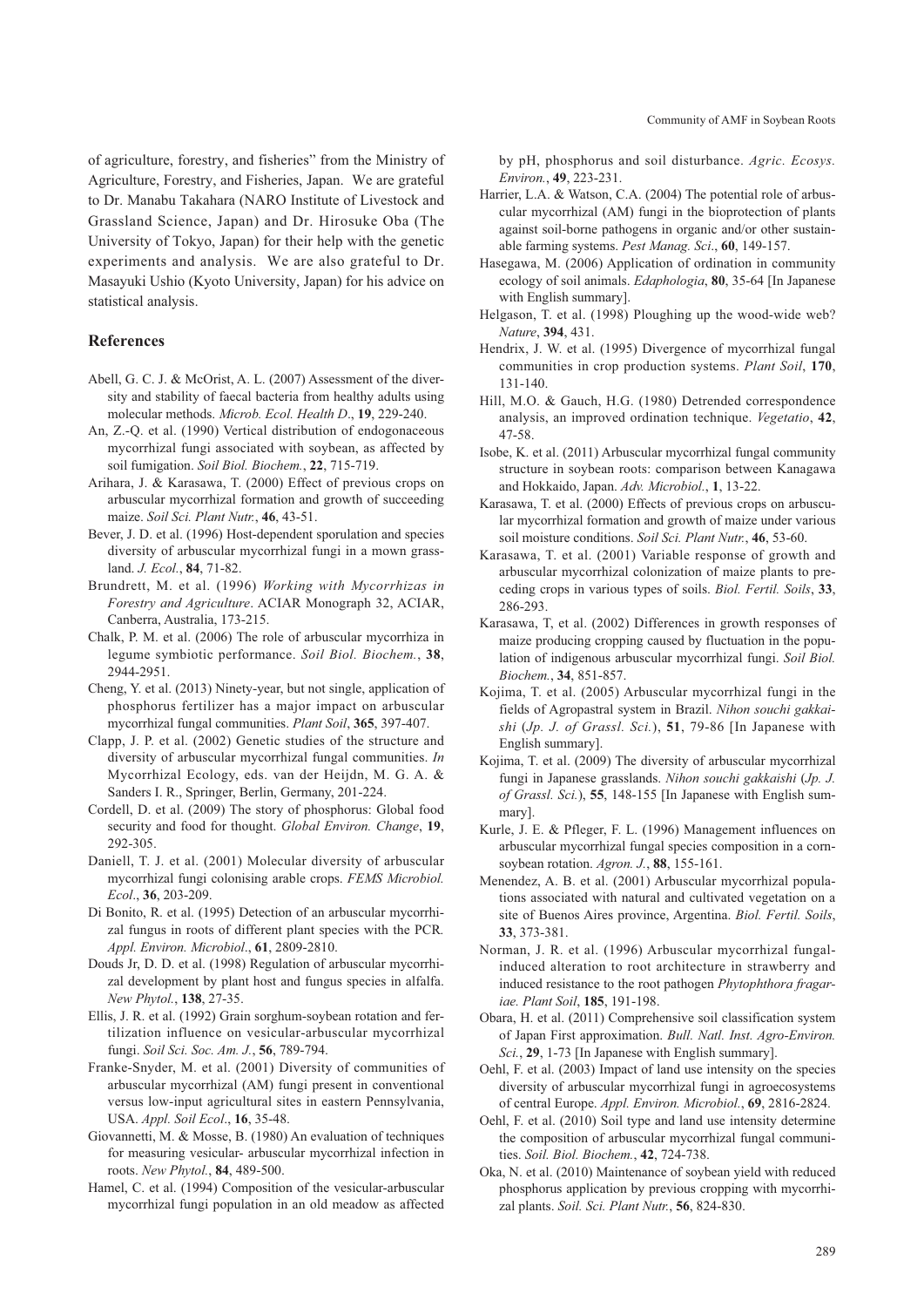of agriculture, forestry, and fisheries" from the Ministry of Agriculture, Forestry, and Fisheries, Japan. We are grateful to Dr. Manabu Takahara (NARO Institute of Livestock and Grassland Science, Japan) and Dr. Hirosuke Oba (The University of Tokyo, Japan) for their help with the genetic experiments and analysis. We are also grateful to Dr. Masayuki Ushio (Kyoto University, Japan) for his advice on statistical analysis.

## References

Abell, G. C. J. & McOrist, A. L. (2007) Assessment of the diversity and stability of faecal bacteria from healthy adults using molecular methods. *Microb. Ecol. Health D*., **19**, 229-240.

An, Z.-Q. et al. (1990) Vertical distribution of endogonaceous mycorrhizal fungi associated with soybean, as affected by soil fumigation. *Soil Biol. Biochem.*, **22**, 715-719.

Arihara, J. & Karasawa, T. (2000) Effect of previous crops on arbuscular mycorrhizal formation and growth of succeeding maize. *Soil Sci. Plant Nutr.*, **46**, 43-51.

Bever, J. D. et al. (1996) Host-dependent sporulation and species diversity of arbuscular mycorrhizal fungi in a mown grassland. *J. Ecol.*, **84**, 71-82.

Brundrett, M. et al. (1996) *Working with Mycorrhizas in Forestry and Agriculture*. ACIAR Monograph 32, ACIAR, Canberra, Australia, 173-215.

Chalk, P. M. et al. (2006) The role of arbuscular mycorrhiza in legume symbiotic performance. *Soil Biol. Biochem.*, **38**, 2944-2951.

Cheng, Y. et al. (2013) Ninety-year, but not single, application of phosphorus fertilizer has a major impact on arbuscular mycorrhizal fungal communities. *Plant Soil*, **365**, 397-407.

Clapp, J. P. et al. (2002) Genetic studies of the structure and diversity of arbuscular mycorrhizal fungal communities. *In* Mycorrhizal Ecology, eds. van der Heijdn, M. G. A. & Sanders I. R., Springer, Berlin, Germany, 201-224.

Cordell, D. et al. (2009) The story of phosphorus: Global food security and food for thought. *Global Environ. Change*, **19**, 292-305.

Daniell, T. J. et al. (2001) Molecular diversity of arbuscular mycorrhizal fungi colonising arable crops. *FEMS Microbiol. Ecol*., **36**, 203-209.

Di Bonito, R. et al. (1995) Detection of an arbuscular mycorrhizal fungus in roots of different plant species with the PCR. *Appl. Environ. Microbiol*., **61**, 2809-2810.

Douds Jr, D. D. et al. (1998) Regulation of arbuscular mycorrhizal development by plant host and fungus species in alfalfa. *New Phytol.*, **138**, 27-35.

Ellis, J. R. et al. (1992) Grain sorghum-soybean rotation and fertilization influence on vesicular-arbuscular mycorrhizal fungi. *Soil Sci. Soc. Am. J.*, **56**, 789-794.

Franke-Snyder, M. et al. (2001) Diversity of communities of arbuscular mycorrhizal (AM) fungi present in conventional versus low-input agricultural sites in eastern Pennsylvania, USA. *Appl. Soil Ecol*., **16**, 35-48.

Giovannetti, M. & Mosse, B. (1980) An evaluation of techniques for measuring vesicular- arbuscular mycorrhizal infection in roots. *New Phytol.*, **84**, 489-500.

Hamel, C. et al. (1994) Composition of the vesicular-arbuscular mycorrhizal fungi population in an old meadow as affected by pH, phosphorus and soil disturbance. *Agric. Ecosys. Environ.*, **49**, 223-231.

Harrier, L.A. & Watson, C.A. (2004) The potential role of arbuscular mycorrhizal (AM) fungi in the bioprotection of plants against soil-borne pathogens in organic and/or other sustainable farming systems. *Pest Manag. Sci*., **60**, 149-157.

Hasegawa, M. (2006) Application of ordination in community ecology of soil animals. *Edaphologia*, **80**, 35-64 [In Japanese with English summary].

Helgason, T. et al. (1998) Ploughing up the wood-wide web? *Nature*, **394**, 431.

Hendrix, J. W. et al. (1995) Divergence of mycorrhizal fungal communities in crop production systems. *Plant Soil*, **170**, 131-140.

Hill, M.O. & Gauch, H.G. (1980) Detrended correspondence analysis, an improved ordination technique. *Vegetatio*, **42**, 47-58.

Isobe, K. et al. (2011) Arbuscular mycorrhizal fungal community structure in soybean roots: comparison between Kanagawa and Hokkaido, Japan. *Adv. Microbiol.*, **1**, 13-22.

Karasawa, T. et al. (2000) Effects of previous crops on arbuscular mycorrhizal formation and growth of maize under various soil moisture conditions. *Soil Sci. Plant Nutr.*, **46**, 53-60.

Karasawa, T. et al. (2001) Variable response of growth and arbuscular mycorrhizal colonization of maize plants to preceding crops in various types of soils. *Biol. Fertil. Soils*, **33**, 286-293.

Karasawa, T, et al. (2002) Differences in growth responses of maize producing cropping caused by fluctuation in the population of indigenous arbuscular mycorrhizal fungi. *Soil Biol. Biochem.*, **34**, 851-857.

Kojima, T. et al. (2005) Arbuscular mycorrhizal fungi in the fields of Agropastral system in Brazil. *Nihon souchi gakkaishi* (*Jp. J. of Grassl. Sci.*), **51**, 79-86 [In Japanese with English summary].

Kojima, T. et al. (2009) The diversity of arbuscular mycorrhizal fungi in Japanese grasslands. *Nihon souchi gakkaishi* (*Jp. J. of Grassl. Sci.*), **55**, 148-155 [In Japanese with English summary].

Kurle, J. E. & Pfleger, F. L. (1996) Management influences on arbuscular mycorrhizal fungal species composition in a corn-soybean rotation. *Agron. J.*, **88**, 155-161.

Menendez, A. B. et al. (2001) Arbuscular mycorrhizal populations associated with natural and cultivated vegetation on a site of Buenos Aires province, Argentina. *Biol. Fertil. Soils*, **33**, 373-381.

Norman, J. R. et al. (1996) Arbuscular mycorrhizal fungal-induced alteration to root architecture in strawberry and induced resistance to the root pathogen *Phytophthora fragariae. Plant Soil*, **185**, 191-198.

Obara, H. et al. (2011) Comprehensive soil classification system of Japan First approximation. *Bull. Natl. Inst. Agro-Environ. Sci.*, **29**, 1-73 [In Japanese with English summary].

Oehl, F. et al. (2003) Impact of land use intensity on the species diversity of arbuscular mycorrhizal fungi in agroecosystems of central Europe. *Appl. Environ. Microbiol.*, **69**, 2816-2824.

Oehl, F. et al. (2010) Soil type and land use intensity determine the composition of arbuscular mycorrhizal fungal communities. *Soil. Biol. Biochem.*, **42**, 724-738.

Oka, N. et al. (2010) Maintenance of soybean yield with reduced phosphorus application by previous cropping with mycorrhizal plants. *Soil. Sci. Plant Nutr.*, **56**, 824-830.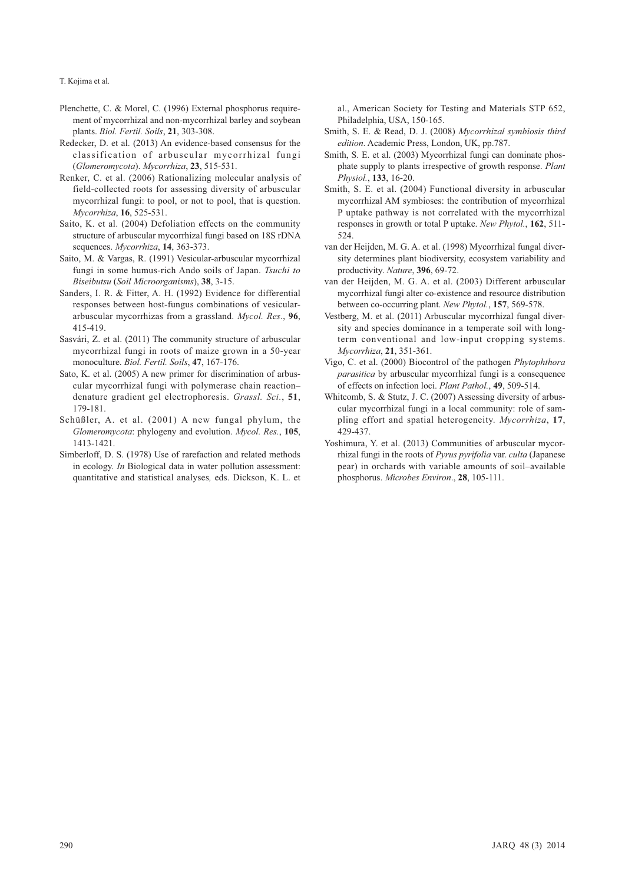Plenchette, C. & Morel, C. (1996) External phosphorus requirement of mycorrhizal and non-mycorrhizal barley and soybean plants. *Biol. Fertil. Soils*, **21**, 303-308.

Redecker, D. et al. (2013) An evidence-based consensus for the classification of arbuscular mycorrhizal fungi (*Glomeromycota*). *Mycorrhiza*, **23**, 515-531.

Renker, C. et al. (2006) Rationalizing molecular analysis of field-collected roots for assessing diversity of arbuscular mycorrhizal fungi: to pool, or not to pool, that is question. *Mycorrhiza*, **16**, 525-531.

Saito, K. et al. (2004) Defoliation effects on the community structure of arbuscular mycorrhizal fungi based on 18S rDNA sequences. *Mycorrhiza*, **14**, 363-373.

Saito, M. & Vargas, R. (1991) Vesicular-arbuscular mycorrhizal fungi in some humus-rich Ando soils of Japan. *Tsuchi to Biseibutsu* (*Soil Microorganisms*), **38**, 3-15.

Sanders, I. R. & Fitter, A. H. (1992) Evidence for differential responses between host-fungus combinations of vesicular-arbuscular mycorrhizas from a grassland. *Mycol. Res.*, **96**, 415-419.

Sasvári, Z. et al. (2011) The community structure of arbuscular mycorrhizal fungi in roots of maize grown in a 50-year monoculture. *Biol. Fertil. Soils*, **47**, 167-176.

Sato, K. et al. (2005) A new primer for discrimination of arbuscular mycorrhizal fungi with polymerase chain reaction–denature gradient gel electrophoresis. *Grassl. Sci.*, **51**, 179-181.

Schüßler, A. et al. (2001) A new fungal phylum, the *Glomeromycota*: phylogeny and evolution. *Mycol. Res.*, **105**, 1413-1421.

Simberloff, D. S. (1978) Use of rarefaction and related methods in ecology. *In* Biological data in water pollution assessment: quantitative and statistical analyses*,* eds. Dickson, K. L. et al., American Society for Testing and Materials STP 652, Philadelphia, USA, 150-165.

Smith, S. E. & Read, D. J. (2008) *Mycorrhizal symbiosis third edition*. Academic Press, London, UK, pp.787.

Smith, S. E. et al. (2003) Mycorrhizal fungi can dominate phosphate supply to plants irrespective of growth response. *Plant Physiol.*, **133**, 16-20.

Smith, S. E. et al. (2004) Functional diversity in arbuscular mycorrhizal AM symbioses: the contribution of mycorrhizal P uptake pathway is not correlated with the mycorrhizal responses in growth or total P uptake. *New Phytol.*, **162**, 511-524.

van der Heijden, M. G. A. et al. (1998) Mycorrhizal fungal diversity determines plant biodiversity, ecosystem variability and productivity. *Nature*, **396**, 69-72.

van der Heijden, M. G. A. et al. (2003) Different arbuscular mycorrhizal fungi alter co-existence and resource distribution between co-occurring plant. *New Phytol.*, **157**, 569-578.

Vestberg, M. et al. (2011) Arbuscular mycorrhizal fungal diversity and species dominance in a temperate soil with long-term conventional and low-input cropping systems. *Mycorrhiza*, **21**, 351-361.

Vigo, C. et al. (2000) Biocontrol of the pathogen *Phytophthora parasitica* by arbuscular mycorrhizal fungi is a consequence of effects on infection loci. *Plant Pathol.*, **49**, 509-514.

Whitcomb, S. & Stutz, J. C. (2007) Assessing diversity of arbuscular mycorrhizal fungi in a local community: role of sampling effort and spatial heterogeneity. *Mycorrhiza*, **17**, 429-437.

Yoshimura, Y. et al. (2013) Communities of arbuscular mycorrhizal fungi in the roots of *Pyrus pyrifolia* var. *culta* (Japanese pear) in orchards with variable amounts of soil–available phosphorus. *Microbes Environ*., **28**, 105-111.